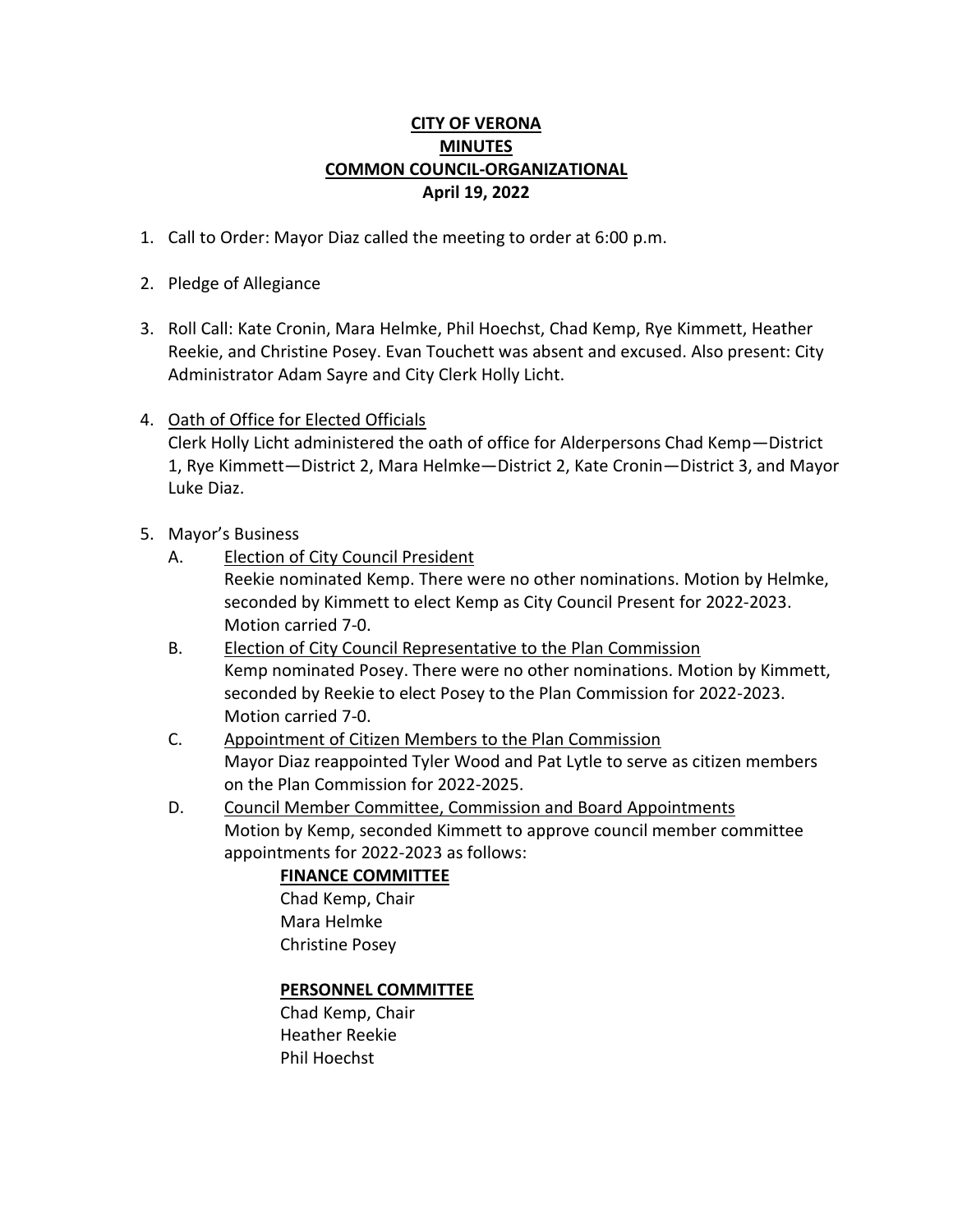**CITY OF VERONA**
**MINUTES**
**COMMON COUNCIL-ORGANIZATIONAL**
**April 19, 2022**

1. Call to Order: Mayor Diaz called the meeting to order at 6:00 p.m.

2. Pledge of Allegiance

3. Roll Call: Kate Cronin, Mara Helmke, Phil Hoechst, Chad Kemp, Rye Kimmett, Heather Reekie, and Christine Posey. Evan Touchett was absent and excused. Also present: City Administrator Adam Sayre and City Clerk Holly Licht.

4. Oath of Office for Elected Officials
   Clerk Holly Licht administered the oath of office for Alderpersons Chad Kemp—District 1, Rye Kimmett—District 2, Mara Helmke—District 2, Kate Cronin—District 3, and Mayor Luke Diaz.

5. Mayor's Business
   A. Election of City Council President
      Reekie nominated Kemp. There were no other nominations. Motion by Helmke, seconded by Kimmett to elect Kemp as City Council Present for 2022-2023. Motion carried 7-0.
   B. Election of City Council Representative to the Plan Commission
      Kemp nominated Posey. There were no other nominations. Motion by Kimmett, seconded by Reekie to elect Posey to the Plan Commission for 2022-2023. Motion carried 7-0.
   C. Appointment of Citizen Members to the Plan Commission
      Mayor Diaz reappointed Tyler Wood and Pat Lytle to serve as citizen members on the Plan Commission for 2022-2025.
   D. Council Member Committee, Commission and Board Appointments
      Motion by Kemp, seconded Kimmett to approve council member committee appointments for 2022-2023 as follows:

      **FINANCE COMMITTEE**
      Chad Kemp, Chair
      Mara Helmke
      Christine Posey

      **PERSONNEL COMMITTEE**
      Chad Kemp, Chair
      Heather Reekie
      Phil Hoechst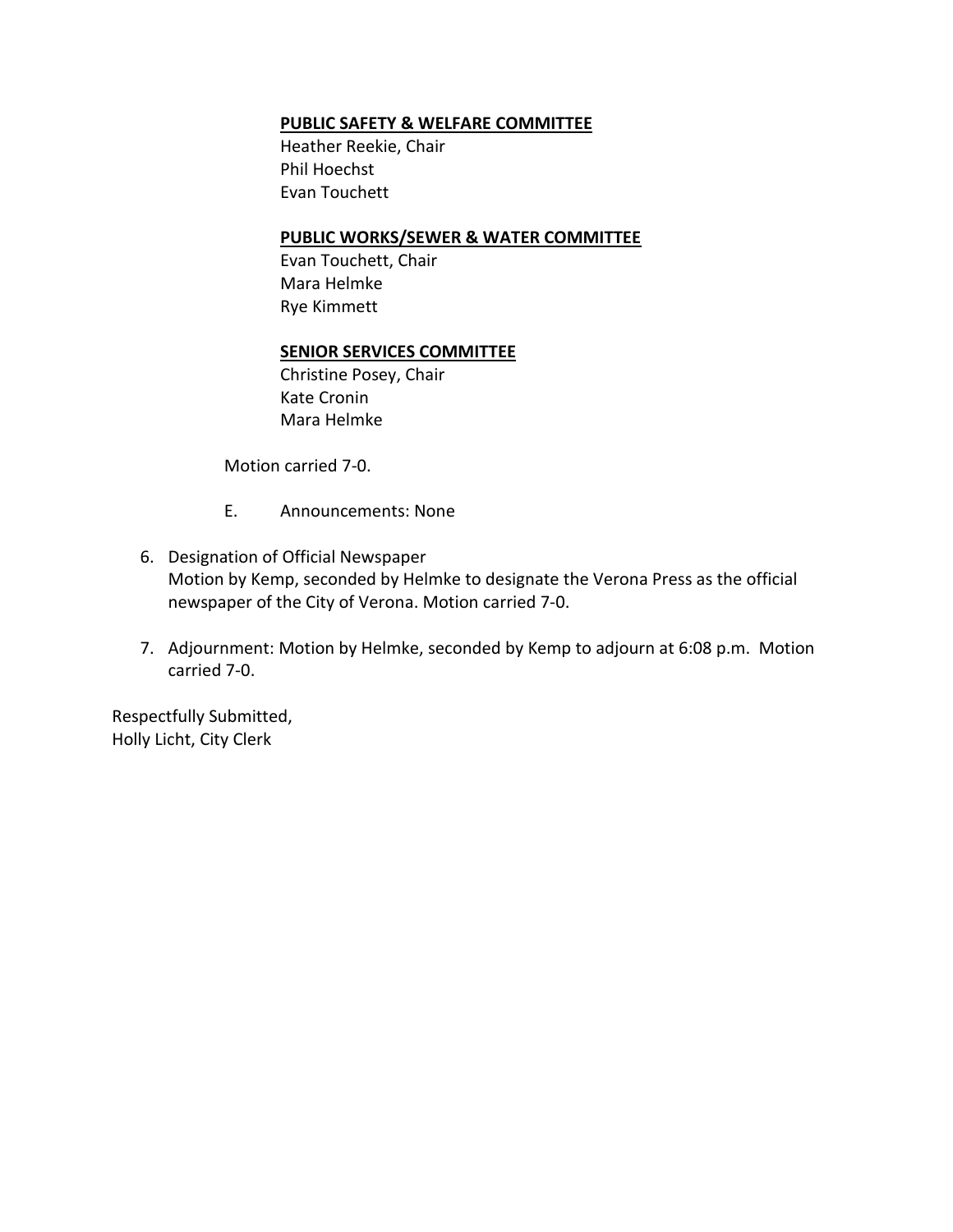**PUBLIC SAFETY & WELFARE COMMITTEE**
Heather Reekie, Chair
Phil Hoechst
Evan Touchett

**PUBLIC WORKS/SEWER & WATER COMMITTEE**
Evan Touchett, Chair
Mara Helmke
Rye Kimmett

**SENIOR SERVICES COMMITTEE**
Christine Posey, Chair
Kate Cronin
Mara Helmke

Motion carried 7-0.

E. Announcements: None

6. Designation of Official Newspaper
   Motion by Kemp, seconded by Helmke to designate the Verona Press as the official newspaper of the City of Verona. Motion carried 7-0.

7. Adjournment: Motion by Helmke, seconded by Kemp to adjourn at 6:08 p.m. Motion carried 7-0.

Respectfully Submitted,
Holly Licht, City Clerk